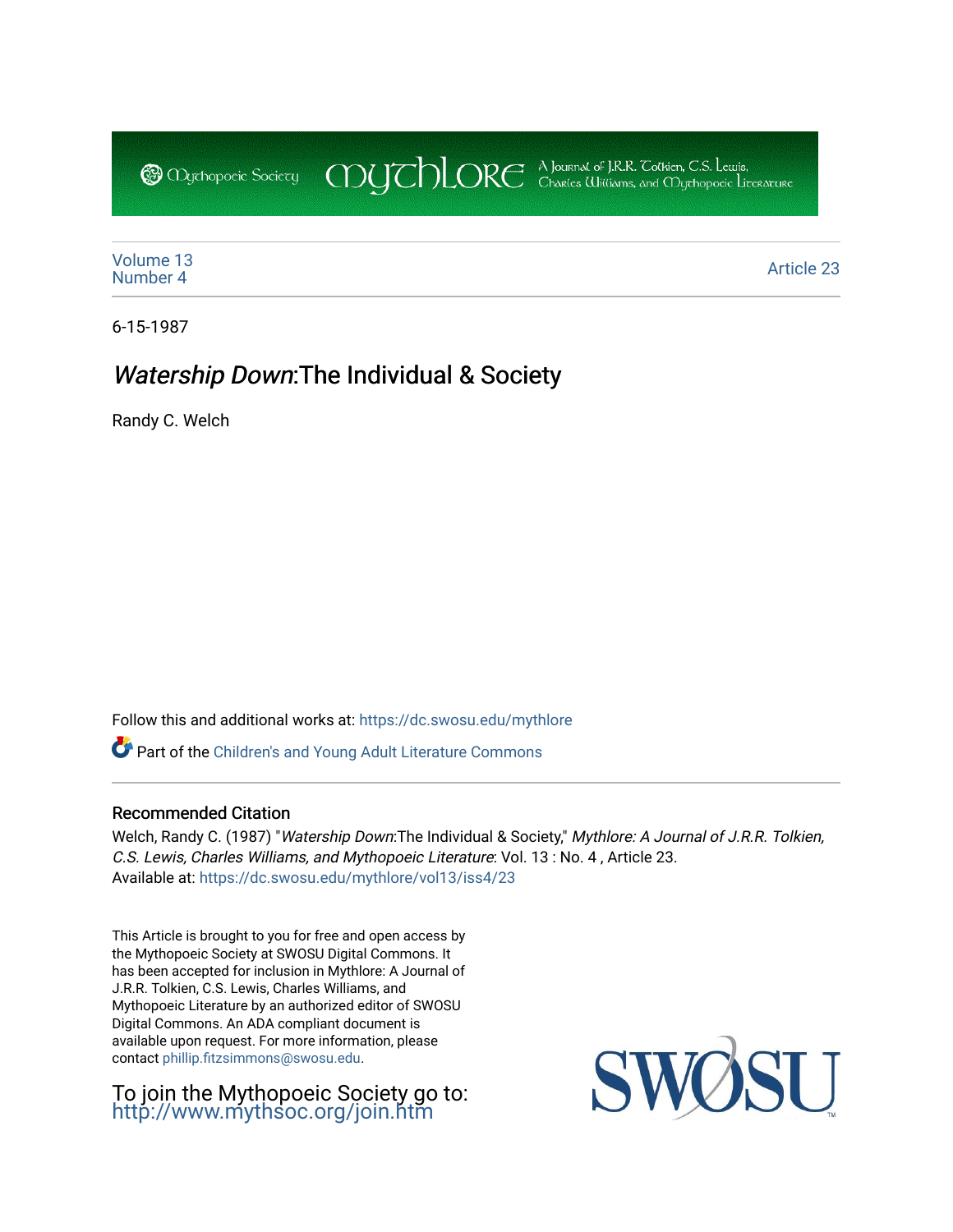Mythopoeic Society | Mythlore | A Journal of J.R.R. Tolkien, C.S. Lewis, Charles Williams, and Mythopoeic Literature

Volume 13
Number 4

Article 23

6-15-1987

# *Watership Down*:The Individual & Society

Randy C. Welch

Follow this and additional works at: https://dc.swosu.edu/mythlore

Part of the Children's and Young Adult Literature Commons

## Recommended Citation

Welch, Randy C. (1987) "*Watership Down*:The Individual & Society," *Mythlore: A Journal of J.R.R. Tolkien, C.S. Lewis, Charles Williams, and Mythopoeic Literature*: Vol. 13 : No. 4 , Article 23.
Available at: https://dc.swosu.edu/mythlore/vol13/iss4/23

This Article is brought to you for free and open access by the Mythopoeic Society at SWOSU Digital Commons. It has been accepted for inclusion in Mythlore: A Journal of J.R.R. Tolkien, C.S. Lewis, Charles Williams, and Mythopoeic Literature by an authorized editor of SWOSU Digital Commons. An ADA compliant document is available upon request. For more information, please contact phillip.fitzsimmons@swosu.edu.

To join the Mythopoeic Society go to: http://www.mythsoc.org/join.htm

SWOSU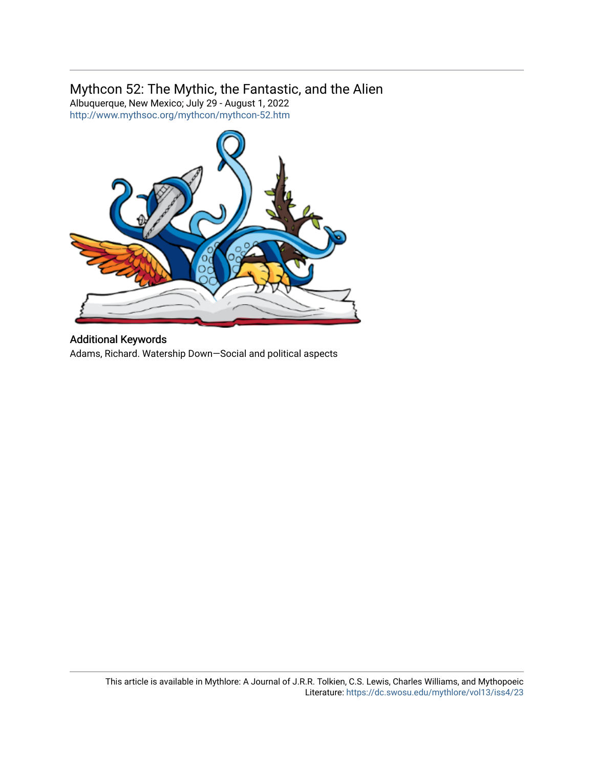## Mythcon 52: The Mythic, the Fantastic, and the Alien

Albuquerque, New Mexico; July 29 - August 1, 2022

http://www.mythsoc.org/mythcon/mythcon-52.htm

### Additional Keywords

Adams, Richard. Watership Down—Social and political aspects

This article is available in Mythlore: A Journal of J.R.R. Tolkien, C.S. Lewis, Charles Williams, and Mythopoeic Literature: https://dc.swosu.edu/mythlore/vol13/iss4/23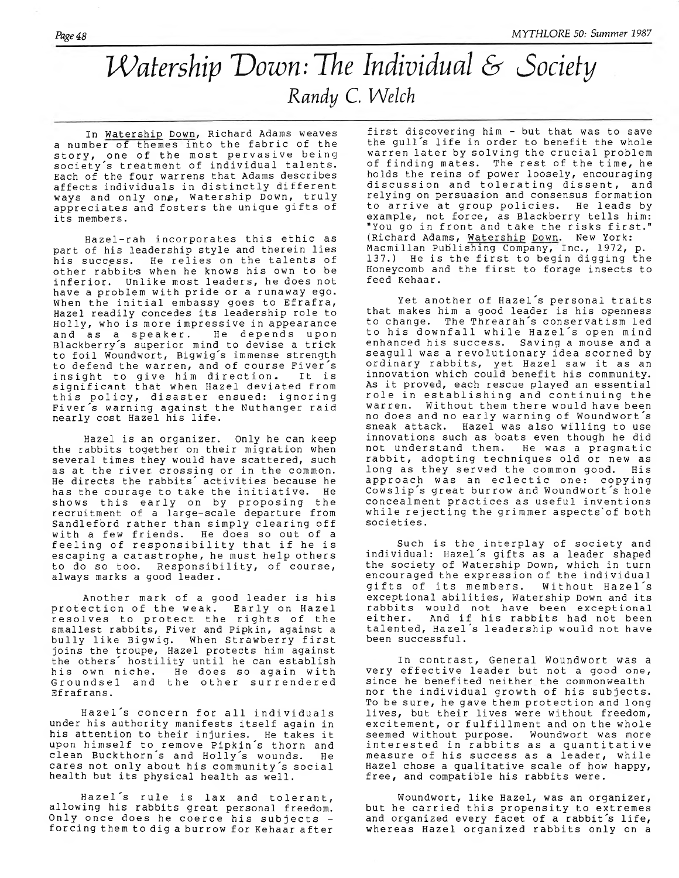# Watership Down: The Individual & Society

*Randy C. Welch*

In Watership Down, Richard Adams weaves a number of themes into the fabric of the story, one of the most pervasive being society's treatment of individual talents. Each of the four warrens that Adams describes affects individuals in distinctly different ways and only one, Watership Down, truly appreciates and fosters the unique gifts of its members.

Hazel-rah incorporates this ethic as part of his leadership style and therein lies his success. He relies on the talents of other rabbits when he knows his own to be inferior. Unlike most leaders, he does not have a problem with pride or a runaway ego. When the initial embassy goes to Efrafra, Hazel readily concedes its leadership role to Holly, who is more impressive in appearance and as a speaker. He depends upon Blackberry's superior mind to devise a trick to foil Woundwort, Bigwig's immense strength to defend the warren, and of course Fiver's insight to give him direction. It is significant that when Hazel deviated from this policy, disaster ensued: ignoring Fiver's warning against the Nuthanger raid nearly cost Hazel his life.

Hazel is an organizer. Only he can keep the rabbits together on their migration when several times they would have scattered, such as at the river crossing or in the common. He directs the rabbits' activities because he has the courage to take the initiative. He shows this early on by proposing the recruitment of a large-scale departure from Sandleford rather than simply clearing off with a few friends. He does so out of a feeling of responsibility that if he is escaping a catastrophe, he must help others to do so too. Responsibility, of course, always marks a good leader.

Another mark of a good leader is his protection of the weak. Early on Hazel resolves to protect the rights of the smallest rabbits, Fiver and Pipkin, against a bully like Bigwig. When Strawberry first joins the troupe, Hazel protects him against the others' hostility until he can establish his own niche. He does so again with Groundsel and the other surrendered Efrafrans.

Hazel's concern for all individuals under his authority manifests itself again in his attention to their injuries. He takes it upon himself to remove Pipkin's thorn and clean Buckthorn's and Holly's wounds. He cares not only about his community's social health but its physical health as well.

Hazel's rule is lax and tolerant, allowing his rabbits great personal freedom. Only once does he coerce his subjects - forcing them to dig a burrow for Kehaar after first discovering him - but that was to save the gull's life in order to benefit the whole warren later by solving the crucial problem of finding mates. The rest of the time, he holds the reins of power loosely, encouraging discussion and tolerating dissent, and relying on persuasion and consensus formation to arrive at group policies. He leads by example, not force, as Blackberry tells him: "You go in front and take the risks first." (Richard Adams, Watership Down. New York: Macmillan Publishing Company, Inc., 1972, p. 137.) He is the first to begin digging the Honeycomb and the first to forage insects to feed Kehaar.

Yet another of Hazel's personal traits that makes him a good leader is his openness to change. The Threarah's conservatism led to his downfall while Hazel's open mind enhanced his success. Saving a mouse and a seagull was a revolutionary idea scorned by ordinary rabbits, yet Hazel saw it as an innovation which could benefit his community. As it proved, each rescue played an essential role in establishing and continuing the warren. Without them there would have been no does and no early warning of Woundwort's sneak attack. Hazel was also willing to use innovations such as boats even though he did not understand them. He was a pragmatic rabbit, adopting techniques old or new as long as they served the common good. His approach was an eclectic one: copying Cowslip's great burrow and Woundwort's hole concealment practices as useful inventions while rejecting the grimmer aspects of both societies.

Such is the interplay of society and individual: Hazel's gifts as a leader shaped the society of Watership Down, which in turn encouraged the expression of the individual gifts of its members. Without Hazel's exceptional abilities, Watership Down and its rabbits would not have been exceptional either. And if his rabbits had not been talented, Hazel's leadership would not have been successful.

In contrast, General Woundwort was a very effective leader but not a good one, since he benefited neither the commonwealth nor the individual growth of his subjects. To be sure, he gave them protection and long lives, but their lives were without freedom, excitement, or fulfillment and on the whole seemed without purpose. Woundwort was more interested in rabbits as a quantitative measure of his success as a leader, while Hazel chose a qualitative scale of how happy, free, and compatible his rabbits were.

Woundwort, like Hazel, was an organizer, but he carried this propensity to extremes and organized every facet of a rabbit's life, whereas Hazel organized rabbits only on a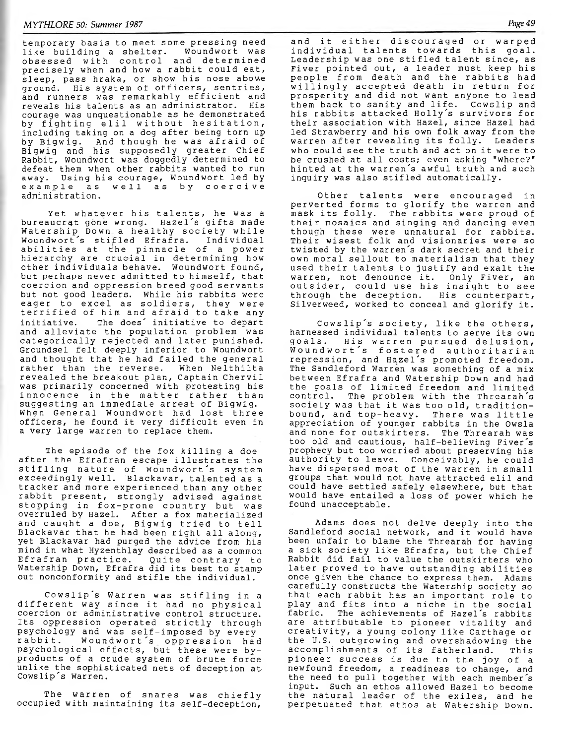temporary basis to meet some pressing need like building a shelter. Woundwort was obsessed with control and determined precisely when and how a rabbit could eat, sleep, pass hraka, or show his nose above ground. His system of officers, sentries, and runners was remarkably efficient and reveals his talents as an administrator. His courage was unquestionable as he demonstrated by fighting elil without hesitation, including taking on a dog after being torn up by Bigwig. And though he was afraid of Bigwig and his supposedly greater Chief Rabbit, Woundwort was doggedly determined to defeat them when other rabbits wanted to run away. Using his courage, Woundwort led by example as well as by coercive administration.

Yet whatever his talents, he was a bureaucrat gone wrong. Hazel's gifts made Watership Down a healthy society while Woundwort's stifled Efrafra. Individual abilities at the pinnacle of a power hierarchy are crucial in determining how other individuals behave. Woundwort found, but perhaps never admitted to himself, that coercion and oppression breed good servants but not good leaders. While his rabbits were eager to excel as soldiers, they were terrified of him and afraid to take any initiative. The does' initiative to depart and alleviate the population problem was categorically rejected and later punished. Groundsel felt deeply inferior to Woundwort and thought that he had failed the general rather than the reverse. When Nelthilta revealed the breakout plan, Captain Chervil was primarily concerned with protesting his innocence in the matter rather than suggesting an immediate arrest of Bigwig. When General Woundwort had lost three officers, he found it very difficult even in a very large warren to replace them.

The episode of the fox killing a doe after the Efrafran escape illustrates the stifling nature of Woundwort's system exceedingly well. Blackavar, talented as a tracker and more experienced than any other rabbit present, strongly advised against stopping in fox-prone country but was overruled by Hazel. After a fox materialized and caught a doe, Bigwig tried to tell Blackavar that he had been right all along, yet Blackavar had purged the advice from his mind in what Hyzenthlay described as a common Efrafran practice. Quite contrary to Watership Down, Efrafra did its best to stamp out nonconformity and stifle the individual.

Cowslip's Warren was stifling in a different way since it had no physical coercion or administrative control structure. Its oppression operated strictly through psychology and was self-imposed by every rabbit. Woundwort's oppression had psychological effects, but these were by-products of a crude system of brute force unlike the sophisticated nets of deception at Cowslip's Warren.

The warren of snares was chiefly occupied with maintaining its self-deception, and it either discouraged or warped individual talents towards this goal. Leadership was one stifled talent since, as Fiver pointed out, a leader must keep his people from death and the rabbits had willingly accepted death in return for prosperity and did not want anyone to lead them back to sanity and life. Cowslip and his rabbits attacked Holly's survivors for their association with Hazel, since Hazel had led Strawberry and his own folk away from the warren after revealing its folly. Leaders who could see the truth and act on it were to be crushed at all costs; even asking "Where?" hinted at the warren's awful truth and such inquiry was also stifled automatically.

Other talents were encouraged in perverted forms to glorify the warren and mask its folly. The rabbits were proud of their mosaics and singing and dancing even though these were unnatural for rabbits. Their wisest folk and visionaries were so twisted by the warren's dark secret and their own moral sellout to materialism that they used their talents to justify and exalt the warren, not denounce it. Only Fiver, an outsider, could use his insight to see through the deception. His counterpart, Silverweed, worked to conceal and glorify it.

Cowslip's society, like the others, harnessed individual talents to serve its own goals. His warren pursued delusion, Woundwort's fostered authoritarian repression, and Hazel's promoted freedom. The Sandleford Warren was something of a mix between Efrafra and Watership Down and had the goals of limited freedom and limited control. The problem with the Threarah's society was that it was too old, tradition-bound, and top-heavy. There was little appreciation of younger rabbits in the Owsla and none for outskirters. The Threarah was too old and cautious, half-believing Fiver's prophecy but too worried about preserving his authority to leave. Conceivably, he could have dispersed most of the warren in small groups that would not have attracted elil and could have settled safely elsewhere, but that would have entailed a loss of power which he found unacceptable.

Adams does not delve deeply into the Sandleford social network, and it would have been unfair to blame the Threarah for having a sick society like Efrafra, but the Chief Rabbit did fail to value the outskirters who later proved to have outstanding abilities once given the chance to express them. Adams carefully constructs the Watership society so that each rabbit has an important role to play and fits into a niche in the social fabric. The achievements of Hazel's rabbits are attributable to pioneer vitality and creativity, a young colony like Carthage or the U.S. outgrowing and overshadowing the accomplishments of its fatherland. This pioneer success is due to the joy of a newfound freedom, a readiness to change, and the need to pull together with each member's input. Such an ethos allowed Hazel to become the natural leader of the exiles, and he perpetuated that ethos at Watership Down.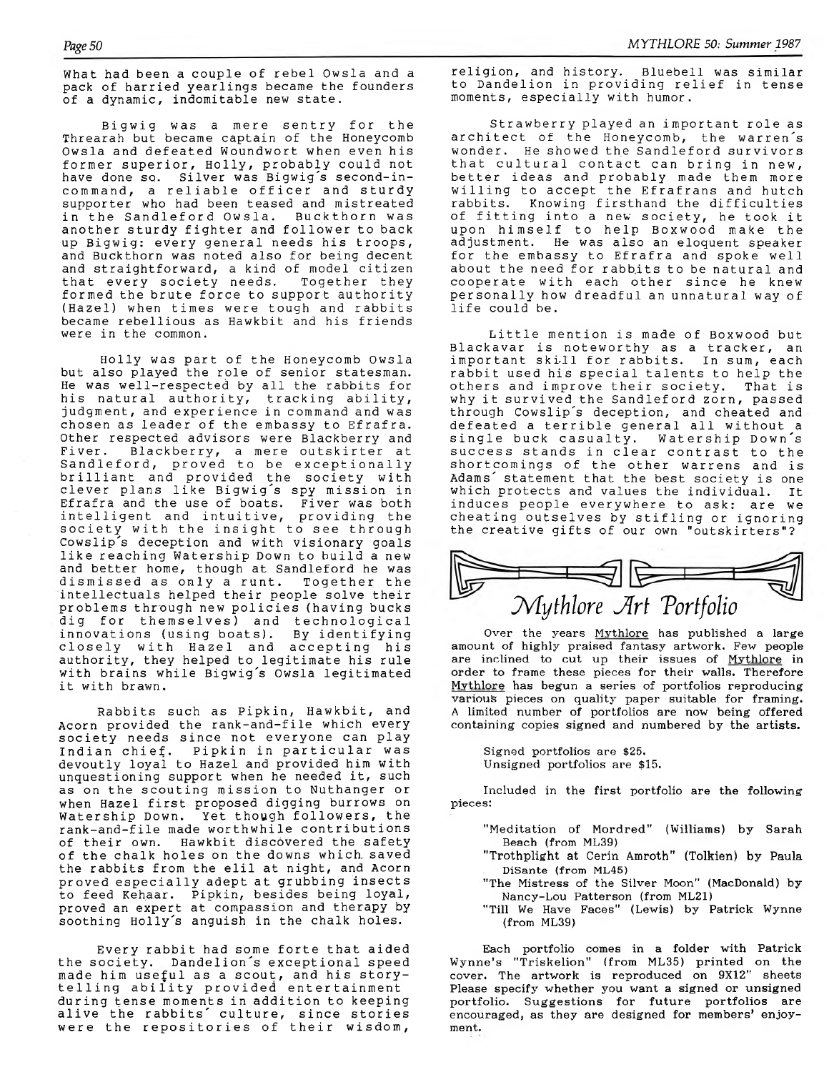What had been a couple of rebel Owsla and a pack of harried yearlings became the founders of a dynamic, indomitable new state.

Bigwig was a mere sentry for the Threarah but became captain of the Honeycomb Owsla and defeated Woundwort when even his former superior, Holly, probably could not have done so. Silver was Bigwig's second-in-command, a reliable officer and sturdy supporter who had been teased and mistreated in the Sandleford Owsla. Buckthorn was another sturdy fighter and follower to back up Bigwig: every general needs his troops, and Buckthorn was noted also for being decent and straightforward, a kind of model citizen that every society needs. Together they formed the brute force to support authority (Hazel) when times were tough and rabbits became rebellious as Hawkbit and his friends were in the common.

Holly was part of the Honeycomb Owsla but also played the role of senior statesman. He was well-respected by all the rabbits for his natural authority, tracking ability, judgment, and experience in command and was chosen as leader of the embassy to Efrafra. Other respected advisors were Blackberry and Fiver. Blackberry, a mere outskirter at Sandleford, proved to be exceptionally brilliant and provided the society with clever plans like Bigwig's spy mission in Efrafra and the use of boats. Fiver was both intelligent and intuitive, providing the society with the insight to see through Cowslip's deception and with visionary goals like reaching Watership Down to build a new and better home, though at Sandleford he was dismissed as only a runt. Together the intellectuals helped their people solve their problems through new policies (having bucks dig for themselves) and technological innovations (using boats). By identifying closely with Hazel and accepting his authority, they helped to legitimate his rule with brains while Bigwig's Owsla legitimated it with brawn.

Rabbits such as Pipkin, Hawkbit, and Acorn provided the rank-and-file which every society needs since not everyone can play Indian chief. Pipkin in particular was devoutly loyal to Hazel and provided him with unquestioning support when he needed it, such as on the scouting mission to Nuthanger or when Hazel first proposed digging burrows on Watership Down. Yet though followers, the rank-and-file made worthwhile contributions of their own. Hawkbit discovered the safety of the chalk holes on the downs which saved the rabbits from the elil at night, and Acorn proved especially adept at grubbing insects to feed Kehaar. Pipkin, besides being loyal, proved an expert at compassion and therapy by soothing Holly's anguish in the chalk holes.

Every rabbit had some forte that aided the society. Dandelion's exceptional speed made him useful as a scout, and his storytelling ability provided entertainment during tense moments in addition to keeping alive the rabbits' culture, since stories were the repositories of their wisdom, religion, and history. Bluebell was similar to Dandelion in providing relief in tense moments, especially with humor.

Strawberry played an important role as architect of the Honeycomb, the warren's wonder. He showed the Sandleford survivors that cultural contact can bring in new, better ideas and probably made them more willing to accept the Efrafrans and hutch rabbits. Knowing firsthand the difficulties of fitting into a new society, he took it upon himself to help Boxwood make the adjustment. He was also an eloquent speaker for the embassy to Efrafra and spoke well about the need for rabbits to be natural and cooperate with each other since he knew personally how dreadful an unnatural way of life could be.

Little mention is made of Boxwood but Blackavar is noteworthy as a tracker, an important skill for rabbits. In sum, each rabbit used his special talents to help the others and improve their society. That is why it survived the Sandleford zorn, passed through Cowslip's deception, and cheated and defeated a terrible general all without a single buck casualty. Watership Down's success stands in clear contrast to the shortcomings of the other warrens and is Adams' statement that the best society is one which protects and values the individual. It induces people everywhere to ask: are we cheating outselves by stifling or ignoring the creative gifts of our own "outskirters"?

## *Mythlore Art Portfolio*

Over the years Mythlore has published a large amount of highly praised fantasy artwork. Few people are inclined to cut up their issues of Mythlore in order to frame these pieces for their walls. Therefore Mythlore has begun a series of portfolios reproducing various pieces on quality paper suitable for framing. A limited number of portfolios are now being offered containing copies signed and numbered by the artists.

Signed portfolios are $25.
Unsigned portfolios are $15.

Included in the first portfolio are the following pieces:

"Meditation of Mordred" (Williams) by Sarah Beach (from ML39)
"Trothplight at Cerin Amroth" (Tolkien) by Paula DiSante (from ML45)
"The Mistress of the Silver Moon" (MacDonald) by Nancy-Lou Patterson (from ML21)
"Till We Have Faces" (Lewis) by Patrick Wynne (from ML39)

Each portfolio comes in a folder with Patrick Wynne's "Triskelion" (from ML35) printed on the cover. The artwork is reproduced on 9X12" sheets Please specify whether you want a signed or unsigned portfolio. Suggestions for future portfolios are encouraged, as they are designed for members' enjoyment.